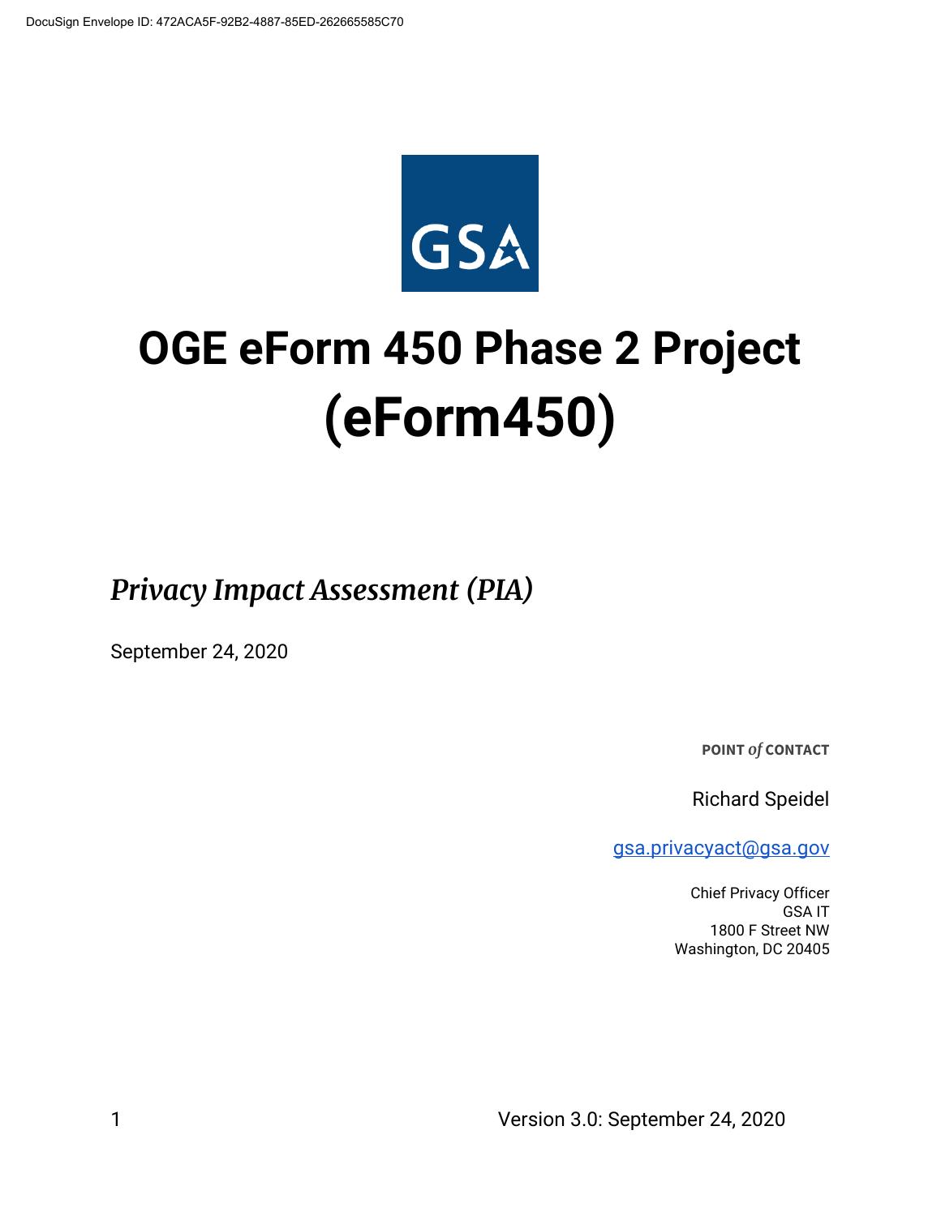DocuSign Envelope ID: 472ACA5F-92B2-4887-85ED-262665585C70

# OGE eForm 450 Phase 2 Project (eForm450)

## *Privacy Impact Assessment (PIA)*

September 24, 2020

**POINT *of* CONTACT**

Richard Speidel

gsa.privacyact@gsa.gov

Chief Privacy Officer
GSA IT
1800 F Street NW
Washington, DC 20405

Version 3.0: September 24, 2020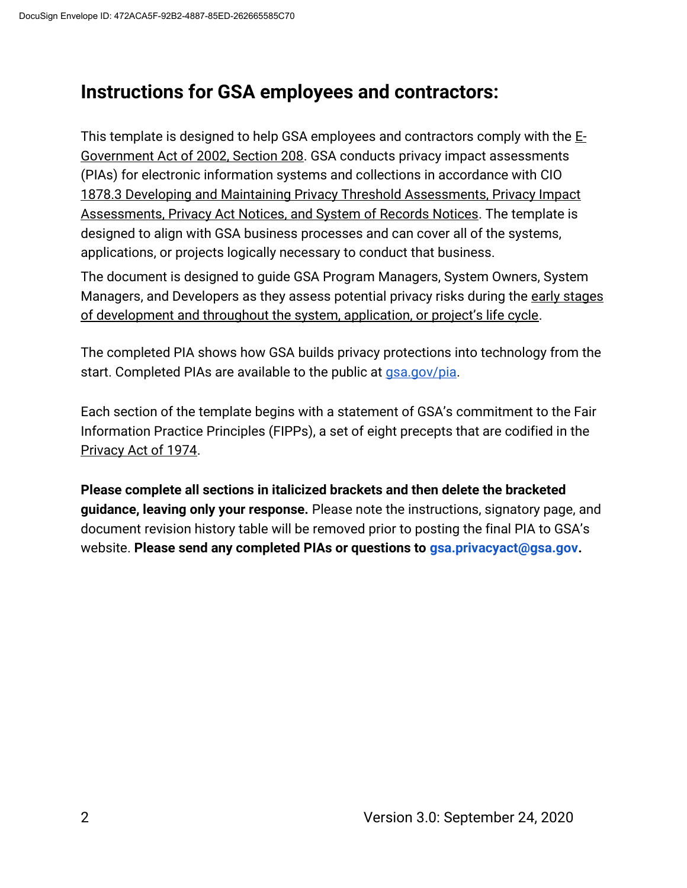## Instructions for GSA employees and contractors:

This template is designed to help GSA employees and contractors comply with the E-Government Act of 2002, Section 208. GSA conducts privacy impact assessments (PIAs) for electronic information systems and collections in accordance with CIO 1878.3 Developing and Maintaining Privacy Threshold Assessments, Privacy Impact Assessments, Privacy Act Notices, and System of Records Notices. The template is designed to align with GSA business processes and can cover all of the systems, applications, or projects logically necessary to conduct that business.

The document is designed to guide GSA Program Managers, System Owners, System Managers, and Developers as they assess potential privacy risks during the early stages of development and throughout the system, application, or project's life cycle.

The completed PIA shows how GSA builds privacy protections into technology from the start. Completed PIAs are available to the public at gsa.gov/pia.

Each section of the template begins with a statement of GSA's commitment to the Fair Information Practice Principles (FIPPs), a set of eight precepts that are codified in the Privacy Act of 1974.

**Please complete all sections in italicized brackets and then delete the bracketed guidance, leaving only your response.** Please note the instructions, signatory page, and document revision history table will be removed prior to posting the final PIA to GSA's website. **Please send any completed PIAs or questions to gsa.privacyact@gsa.gov.**

Version 3.0: September 24, 2020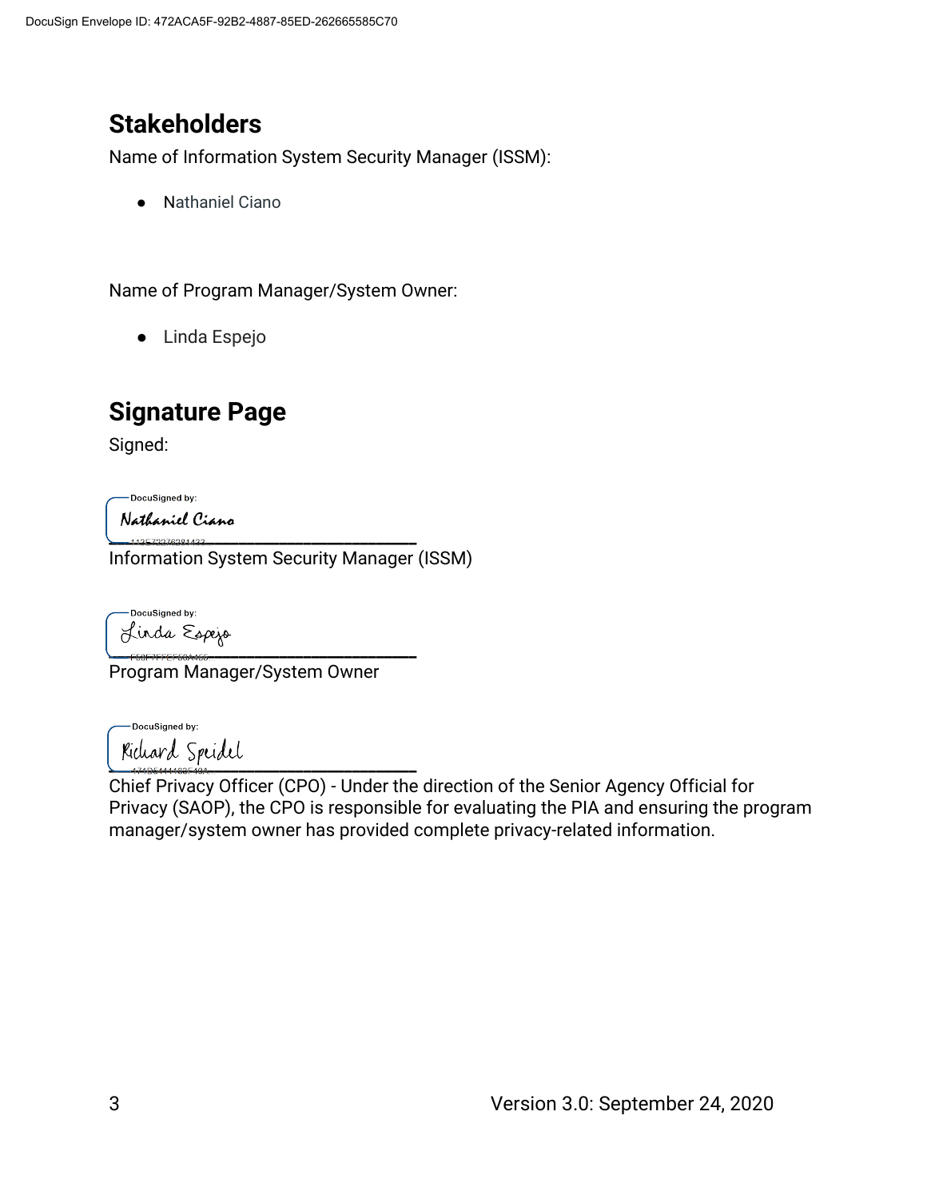## Stakeholders

Name of Information System Security Manager (ISSM):

- Nathaniel Ciano

Name of Program Manager/System Owner:

- Linda Espejo

## Signature Page

Signed:

DocuSigned by:
Nathaniel Ciano

Information System Security Manager (ISSM)

DocuSigned by:
Linda Espejo

Program Manager/System Owner

DocuSigned by:
Richard Speidel

Chief Privacy Officer (CPO) - Under the direction of the Senior Agency Official for Privacy (SAOP), the CPO is responsible for evaluating the PIA and ensuring the program manager/system owner has provided complete privacy-related information.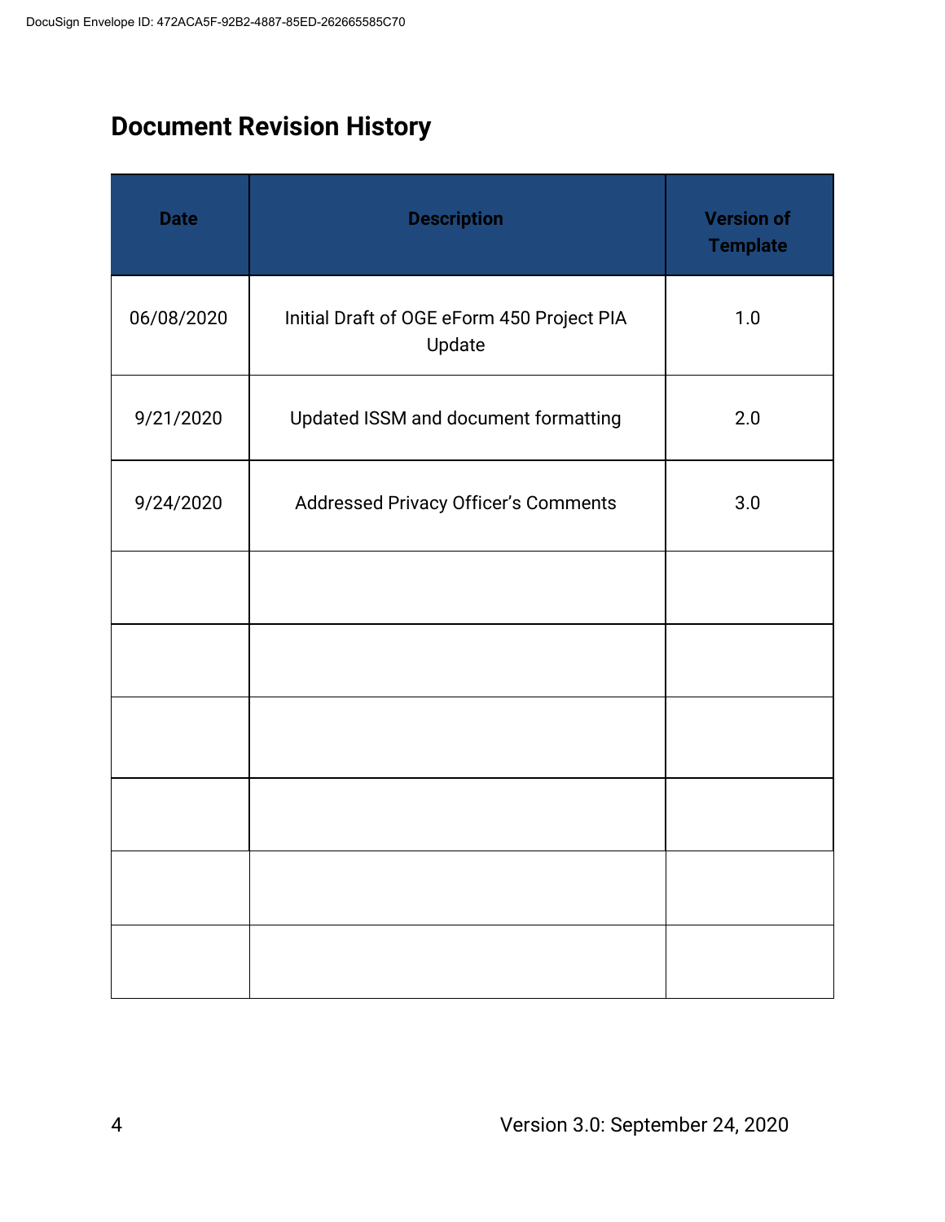## Document Revision History

| Date | Description | Version of Template |
|---|---|---|
| 06/08/2020 | Initial Draft of OGE eForm 450 Project PIA Update | 1.0 |
| 9/21/2020 | Updated ISSM and document formatting | 2.0 |
| 9/24/2020 | Addressed Privacy Officer's Comments | 3.0 |
| | | |
| | | |
| | | |
| | | |
| | | |
| | | |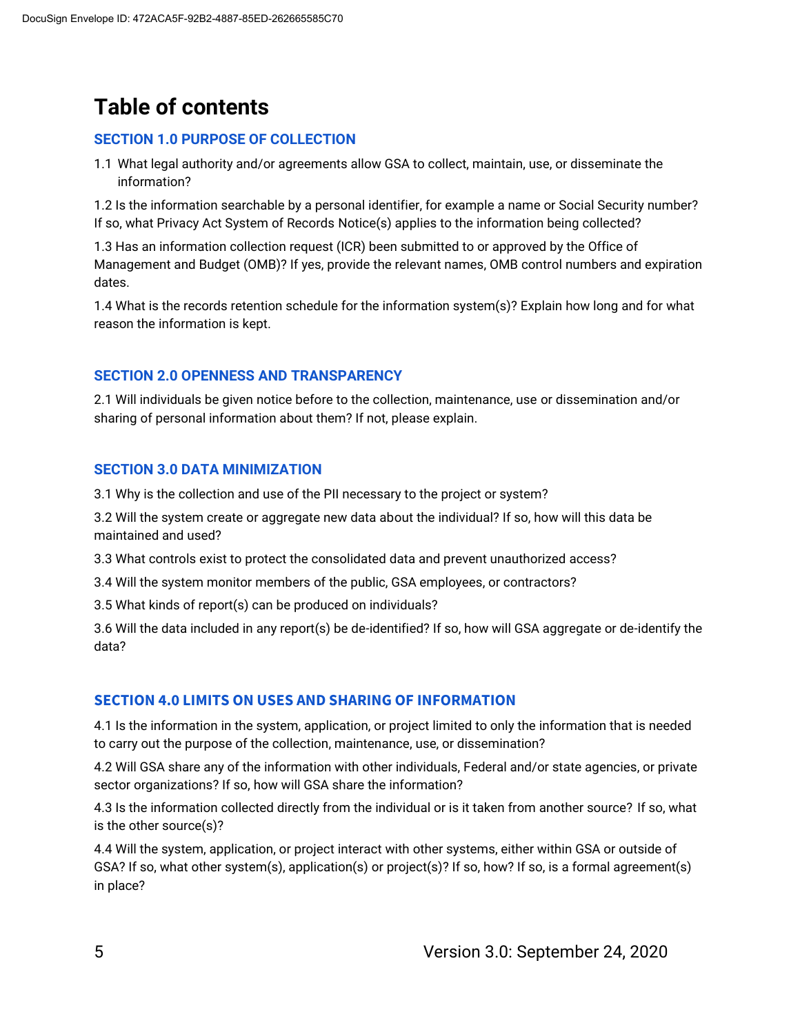# Table of contents

## SECTION 1.0 PURPOSE OF COLLECTION

1.1 What legal authority and/or agreements allow GSA to collect, maintain, use, or disseminate the information?

1.2 Is the information searchable by a personal identifier, for example a name or Social Security number? If so, what Privacy Act System of Records Notice(s) applies to the information being collected?

1.3 Has an information collection request (ICR) been submitted to or approved by the Office of Management and Budget (OMB)? If yes, provide the relevant names, OMB control numbers and expiration dates.

1.4 What is the records retention schedule for the information system(s)? Explain how long and for what reason the information is kept.

## SECTION 2.0 OPENNESS AND TRANSPARENCY

2.1 Will individuals be given notice before to the collection, maintenance, use or dissemination and/or sharing of personal information about them? If not, please explain.

## SECTION 3.0 DATA MINIMIZATION

3.1 Why is the collection and use of the PII necessary to the project or system?

3.2 Will the system create or aggregate new data about the individual? If so, how will this data be maintained and used?

3.3 What controls exist to protect the consolidated data and prevent unauthorized access?

3.4 Will the system monitor members of the public, GSA employees, or contractors?

3.5 What kinds of report(s) can be produced on individuals?

3.6 Will the data included in any report(s) be de-identified? If so, how will GSA aggregate or de-identify the data?

## SECTION 4.0 LIMITS ON USES AND SHARING OF INFORMATION

4.1 Is the information in the system, application, or project limited to only the information that is needed to carry out the purpose of the collection, maintenance, use, or dissemination?

4.2 Will GSA share any of the information with other individuals, Federal and/or state agencies, or private sector organizations? If so, how will GSA share the information?

4.3 Is the information collected directly from the individual or is it taken from another source? If so, what is the other source(s)?

4.4 Will the system, application, or project interact with other systems, either within GSA or outside of GSA? If so, what other system(s), application(s) or project(s)? If so, how? If so, is a formal agreement(s) in place?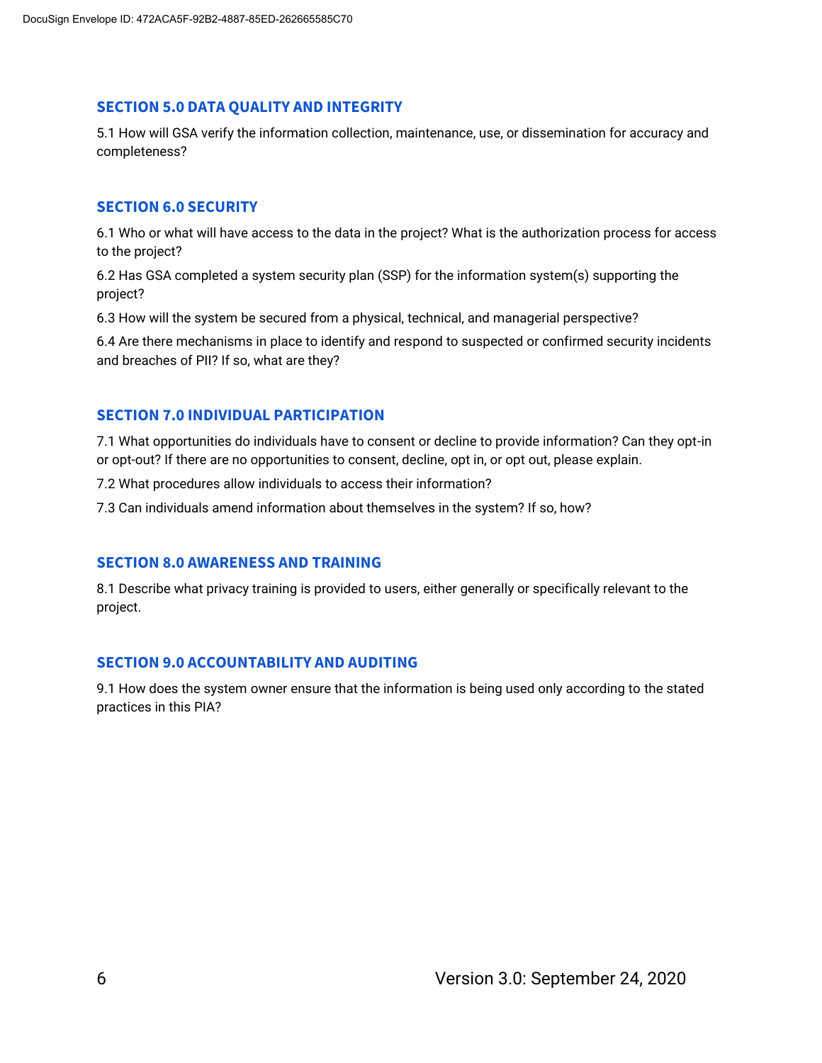## SECTION 5.0 DATA QUALITY AND INTEGRITY

5.1 How will GSA verify the information collection, maintenance, use, or dissemination for accuracy and completeness?

## SECTION 6.0 SECURITY

6.1 Who or what will have access to the data in the project? What is the authorization process for access to the project?

6.2 Has GSA completed a system security plan (SSP) for the information system(s) supporting the project?

6.3 How will the system be secured from a physical, technical, and managerial perspective?

6.4 Are there mechanisms in place to identify and respond to suspected or confirmed security incidents and breaches of PII? If so, what are they?

## SECTION 7.0 INDIVIDUAL PARTICIPATION

7.1 What opportunities do individuals have to consent or decline to provide information? Can they opt-in or opt-out? If there are no opportunities to consent, decline, opt in, or opt out, please explain.

7.2 What procedures allow individuals to access their information?

7.3 Can individuals amend information about themselves in the system? If so, how?

## SECTION 8.0 AWARENESS AND TRAINING

8.1 Describe what privacy training is provided to users, either generally or specifically relevant to the project.

## SECTION 9.0 ACCOUNTABILITY AND AUDITING

9.1 How does the system owner ensure that the information is being used only according to the stated practices in this PIA?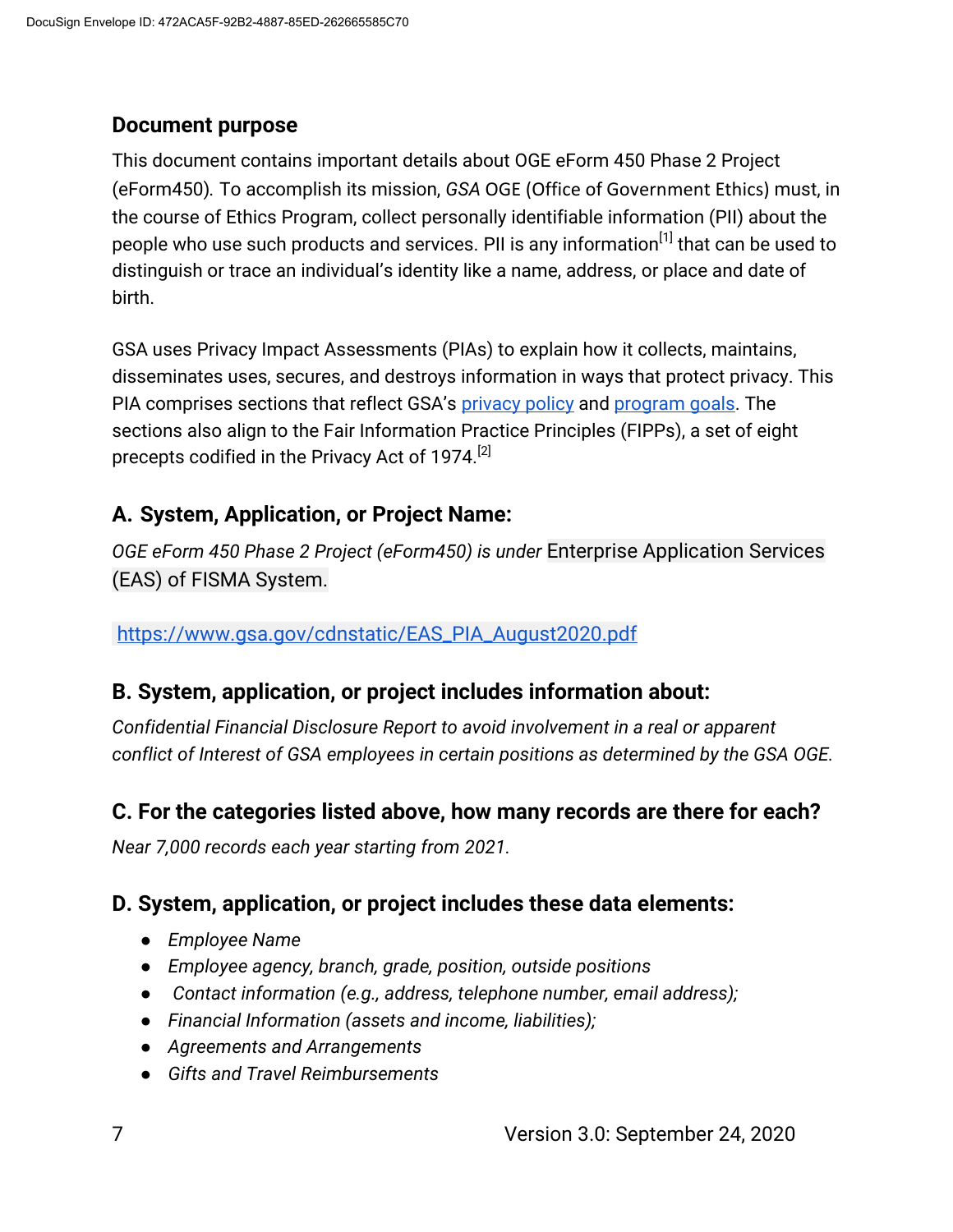## Document purpose

This document contains important details about OGE eForm 450 Phase 2 Project (eForm450). To accomplish its mission, *GSA* OGE (Office of Government Ethics) must, in the course of Ethics Program, collect personally identifiable information (PII) about the people who use such products and services. PII is any information[1] that can be used to distinguish or trace an individual's identity like a name, address, or place and date of birth.

GSA uses Privacy Impact Assessments (PIAs) to explain how it collects, maintains, disseminates uses, secures, and destroys information in ways that protect privacy. This PIA comprises sections that reflect GSA's privacy policy and program goals. The sections also align to the Fair Information Practice Principles (FIPPs), a set of eight precepts codified in the Privacy Act of 1974.[2]

## A. System, Application, or Project Name:

*OGE eForm 450 Phase 2 Project (eForm450) is under* Enterprise Application Services (EAS) of FISMA System.

https://www.gsa.gov/cdnstatic/EAS_PIA_August2020.pdf

## B. System, application, or project includes information about:

*Confidential Financial Disclosure Report to avoid involvement in a real or apparent conflict of Interest of GSA employees in certain positions as determined by the GSA OGE.*

## C. For the categories listed above, how many records are there for each?

*Near 7,000 records each year starting from 2021.*

## D. System, application, or project includes these data elements:

- *Employee Name*
- *Employee agency, branch, grade, position, outside positions*
- *Contact information (e.g., address, telephone number, email address);*
- *Financial Information (assets and income, liabilities);*
- *Agreements and Arrangements*
- *Gifts and Travel Reimbursements*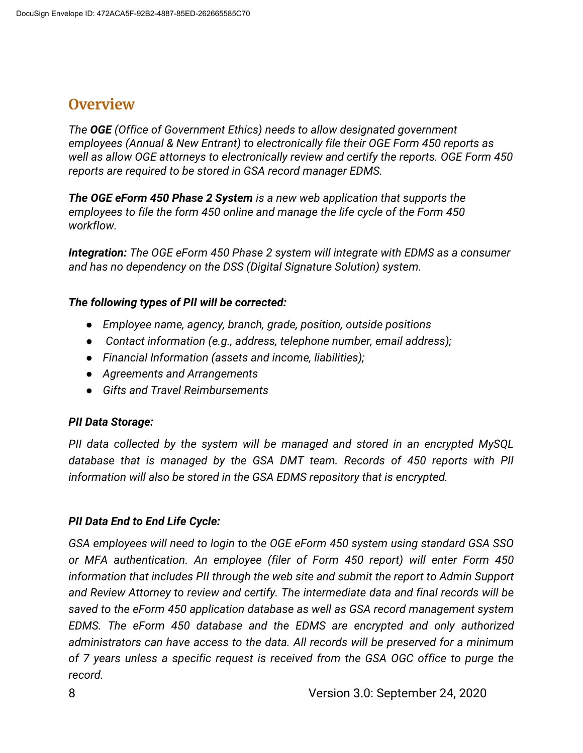## Overview

*The **OGE** (Office of Government Ethics) needs to allow designated government employees (Annual & New Entrant) to electronically file their OGE Form 450 reports as well as allow OGE attorneys to electronically review and certify the reports. OGE Form 450 reports are required to be stored in GSA record manager EDMS.*

***The OGE eForm 450 Phase 2 System** is a new web application that supports the employees to file the form 450 online and manage the life cycle of the Form 450 workflow.*

***Integration:** The OGE eForm 450 Phase 2 system will integrate with EDMS as a consumer and has no dependency on the DSS (Digital Signature Solution) system.*

***The following types of PII will be corrected:***

- *Employee name, agency, branch, grade, position, outside positions*
- *Contact information (e.g., address, telephone number, email address);*
- *Financial Information (assets and income, liabilities);*
- *Agreements and Arrangements*
- *Gifts and Travel Reimbursements*

***PII Data Storage:***

*PII data collected by the system will be managed and stored in an encrypted MySQL database that is managed by the GSA DMT team. Records of 450 reports with PII information will also be stored in the GSA EDMS repository that is encrypted.*

***PII Data End to End Life Cycle:***

*GSA employees will need to login to the OGE eForm 450 system using standard GSA SSO or MFA authentication. An employee (filer of Form 450 report) will enter Form 450 information that includes PII through the web site and submit the report to Admin Support and Review Attorney to review and certify. The intermediate data and final records will be saved to the eForm 450 application database as well as GSA record management system EDMS. The eForm 450 database and the EDMS are encrypted and only authorized administrators can have access to the data. All records will be preserved for a minimum of 7 years unless a specific request is received from the GSA OGC office to purge the record.*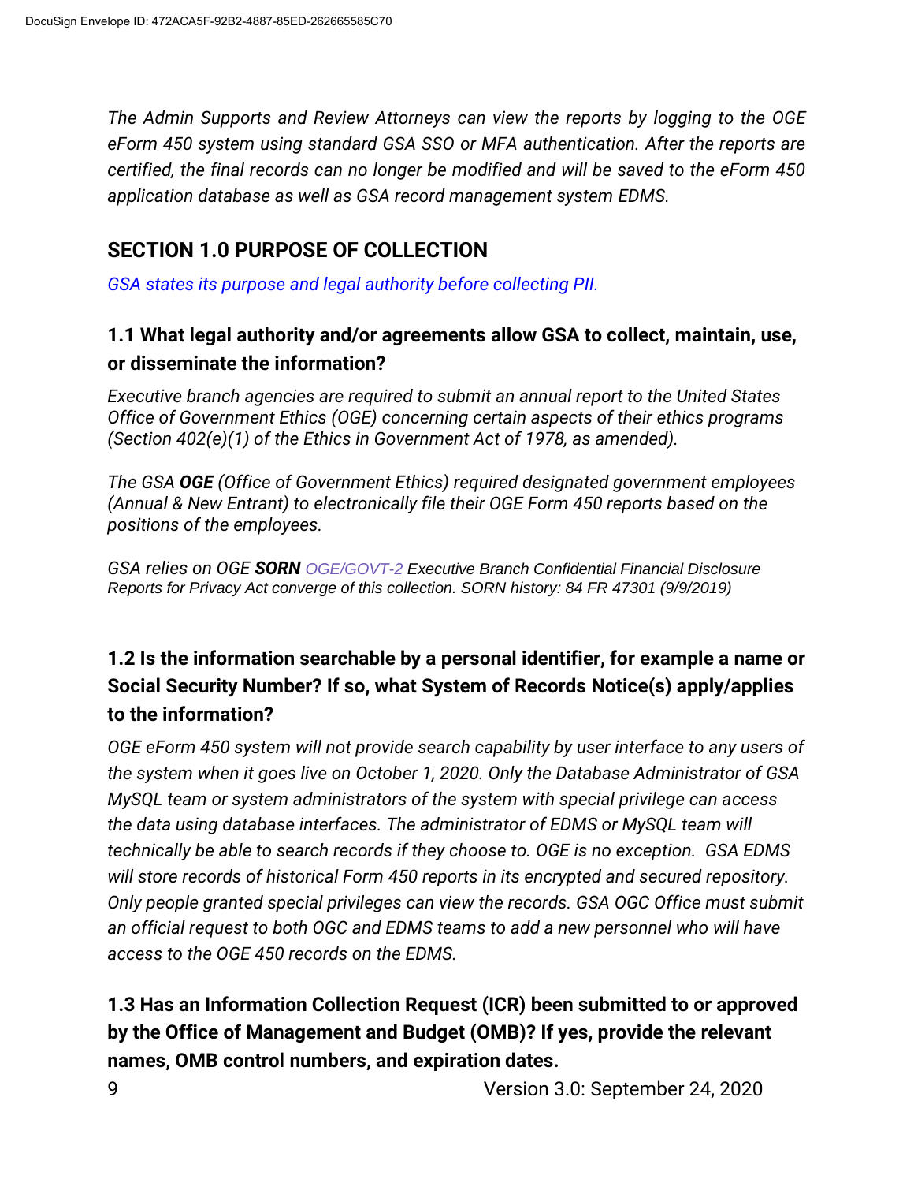*The Admin Supports and Review Attorneys can view the reports by logging to the OGE eForm 450 system using standard GSA SSO or MFA authentication. After the reports are certified, the final records can no longer be modified and will be saved to the eForm 450 application database as well as GSA record management system EDMS.*

## SECTION 1.0 PURPOSE OF COLLECTION

*GSA states its purpose and legal authority before collecting PII.*

### 1.1 What legal authority and/or agreements allow GSA to collect, maintain, use, or disseminate the information?

*Executive branch agencies are required to submit an annual report to the United States Office of Government Ethics (OGE) concerning certain aspects of their ethics programs (Section 402(e)(1) of the Ethics in Government Act of 1978, as amended).*

*The GSA **OGE** (Office of Government Ethics) required designated government employees (Annual & New Entrant) to electronically file their OGE Form 450 reports based on the positions of the employees.*

*GSA relies on OGE **SORN** OGE/GOVT-2 Executive Branch Confidential Financial Disclosure Reports for Privacy Act converge of this collection. SORN history: 84 FR 47301 (9/9/2019)*

### 1.2 Is the information searchable by a personal identifier, for example a name or Social Security Number? If so, what System of Records Notice(s) apply/applies to the information?

*OGE eForm 450 system will not provide search capability by user interface to any users of the system when it goes live on October 1, 2020. Only the Database Administrator of GSA MySQL team or system administrators of the system with special privilege can access the data using database interfaces. The administrator of EDMS or MySQL team will technically be able to search records if they choose to. OGE is no exception. GSA EDMS will store records of historical Form 450 reports in its encrypted and secured repository. Only people granted special privileges can view the records. GSA OGC Office must submit an official request to both OGC and EDMS teams to add a new personnel who will have access to the OGE 450 records on the EDMS.*

### 1.3 Has an Information Collection Request (ICR) been submitted to or approved by the Office of Management and Budget (OMB)? If yes, provide the relevant names, OMB control numbers, and expiration dates.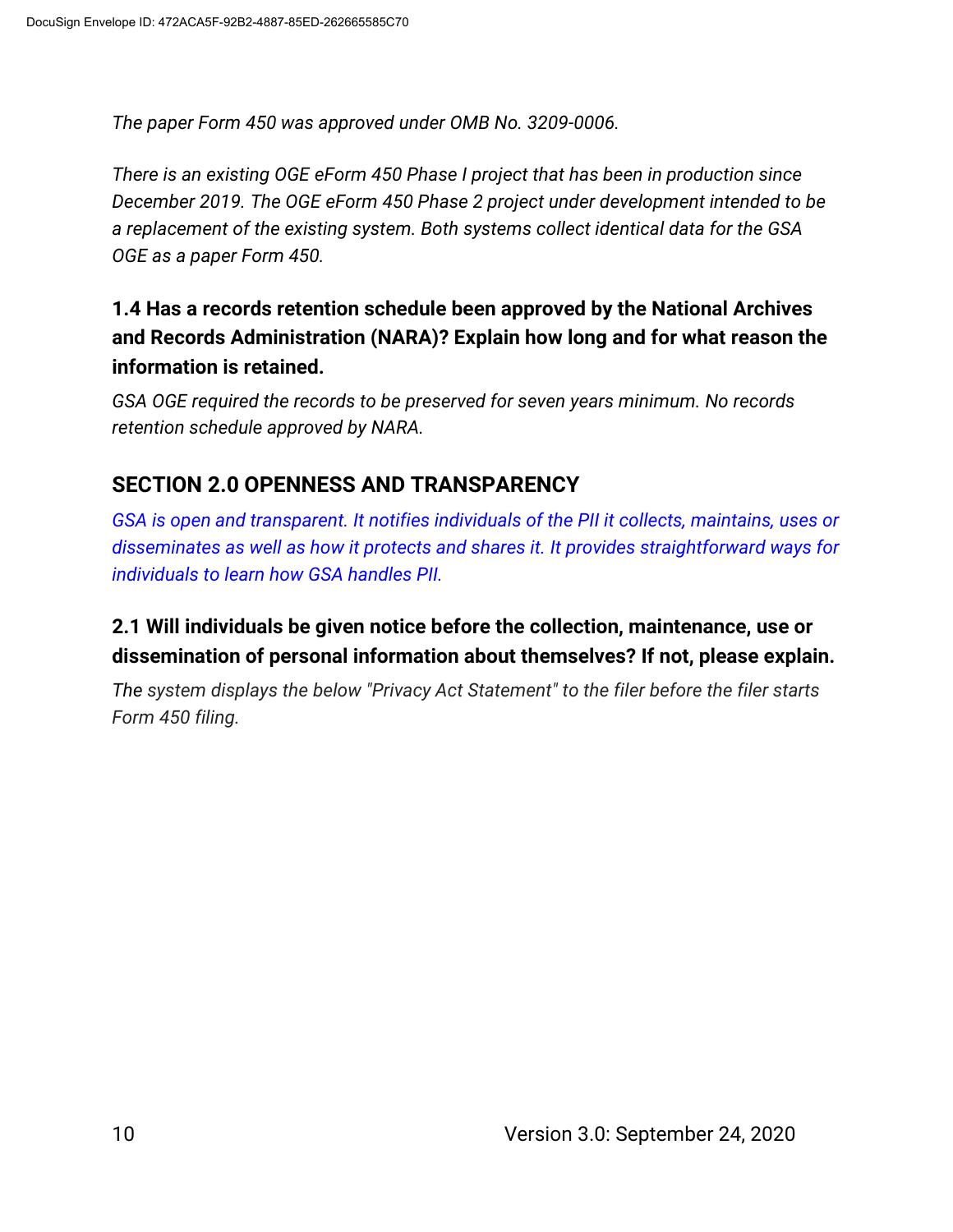*The paper Form 450 was approved under OMB No. 3209-0006.*

*There is an existing OGE eForm 450 Phase I project that has been in production since December 2019. The OGE eForm 450 Phase 2 project under development intended to be a replacement of the existing system. Both systems collect identical data for the GSA OGE as a paper Form 450.*

### 1.4 Has a records retention schedule been approved by the National Archives and Records Administration (NARA)? Explain how long and for what reason the information is retained.

*GSA OGE required the records to be preserved for seven years minimum. No records retention schedule approved by NARA.*

## SECTION 2.0 OPENNESS AND TRANSPARENCY

*GSA is open and transparent. It notifies individuals of the PII it collects, maintains, uses or disseminates as well as how it protects and shares it. It provides straightforward ways for individuals to learn how GSA handles PII.*

### 2.1 Will individuals be given notice before the collection, maintenance, use or dissemination of personal information about themselves? If not, please explain.

The *system displays the below "Privacy Act Statement" to the filer before the filer starts Form 450 filing.*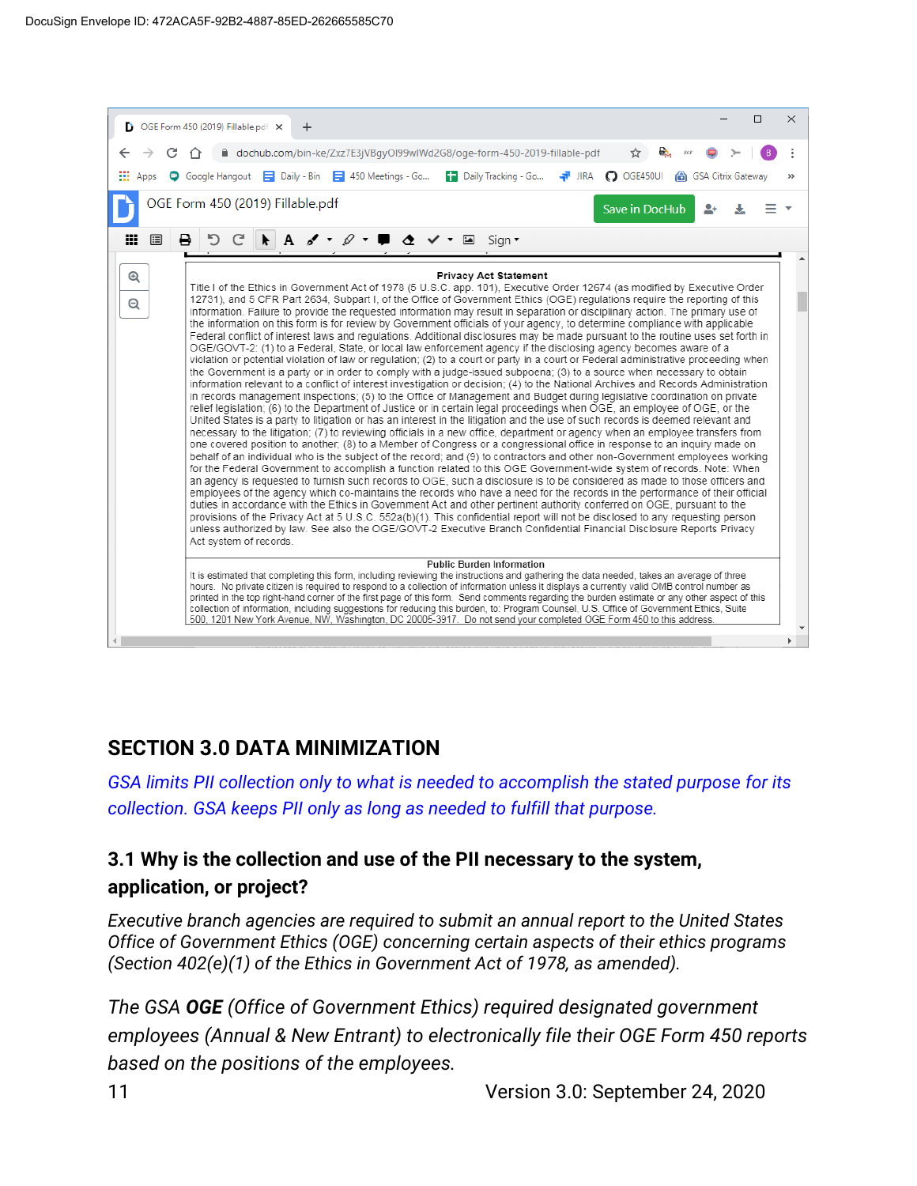## SECTION 3.0 DATA MINIMIZATION

*GSA limits PII collection only to what is needed to accomplish the stated purpose for its collection. GSA keeps PII only as long as needed to fulfill that purpose.*

### 3.1 Why is the collection and use of the PII necessary to the system, application, or project?

*Executive branch agencies are required to submit an annual report to the United States Office of Government Ethics (OGE) concerning certain aspects of their ethics programs (Section 402(e)(1) of the Ethics in Government Act of 1978, as amended).*

*The GSA* ***OGE*** *(Office of Government Ethics) required designated government employees (Annual & New Entrant) to electronically file their OGE Form 450 reports based on the positions of the employees.*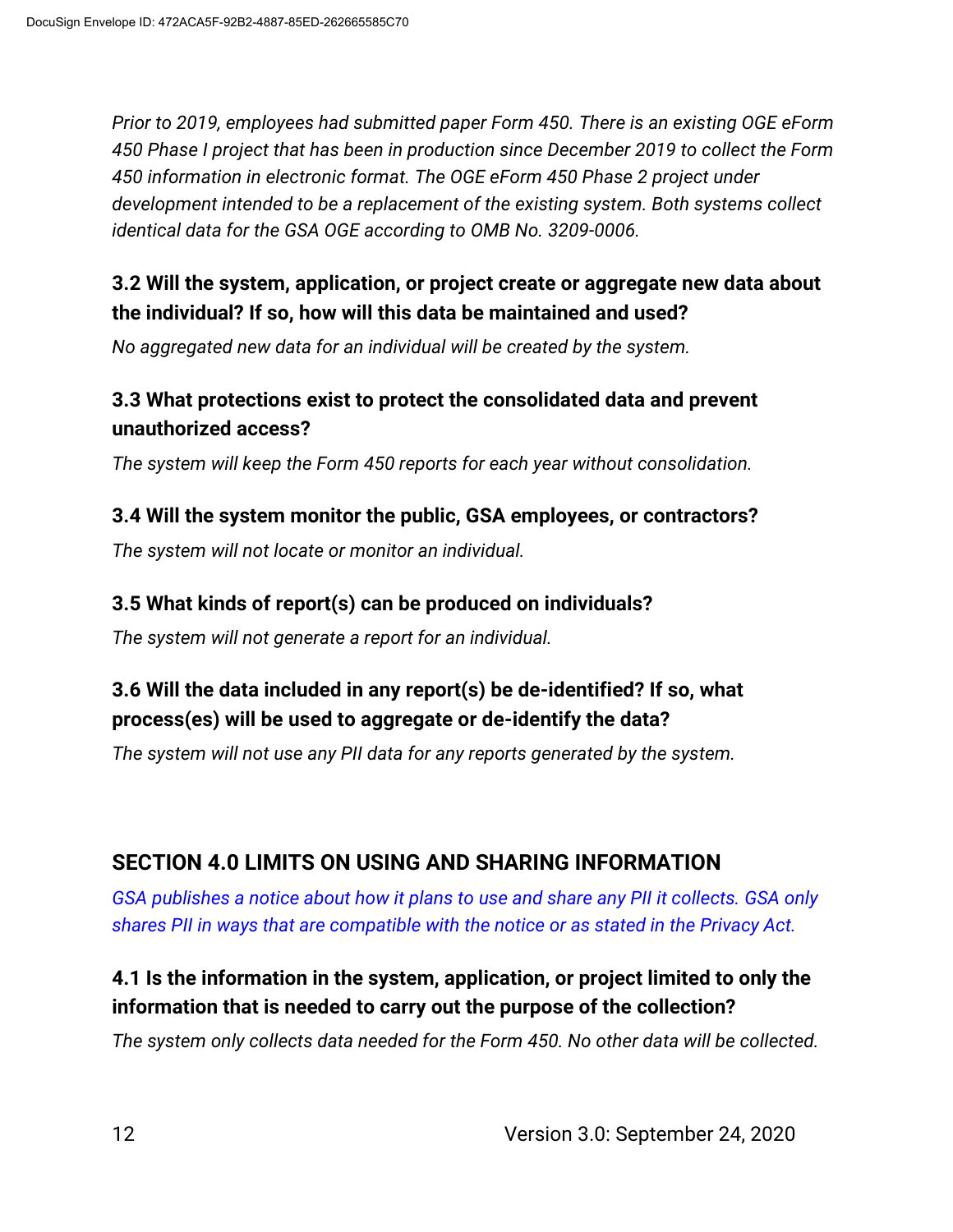*Prior to 2019, employees had submitted paper Form 450. There is an existing OGE eForm 450 Phase I project that has been in production since December 2019 to collect the Form 450 information in electronic format. The OGE eForm 450 Phase 2 project under development intended to be a replacement of the existing system. Both systems collect identical data for the GSA OGE according to OMB No. 3209-0006.*

### 3.2 Will the system, application, or project create or aggregate new data about the individual? If so, how will this data be maintained and used?

*No aggregated new data for an individual will be created by the system.*

### 3.3 What protections exist to protect the consolidated data and prevent unauthorized access?

*The system will keep the Form 450 reports for each year without consolidation.*

### 3.4 Will the system monitor the public, GSA employees, or contractors?

*The system will not locate or monitor an individual.*

### 3.5 What kinds of report(s) can be produced on individuals?

*The system will not generate a report for an individual.*

### 3.6 Will the data included in any report(s) be de-identified? If so, what process(es) will be used to aggregate or de-identify the data?

*The system will not use any PII data for any reports generated by the system.*

## SECTION 4.0 LIMITS ON USING AND SHARING INFORMATION

*GSA publishes a notice about how it plans to use and share any PII it collects. GSA only shares PII in ways that are compatible with the notice or as stated in the Privacy Act.*

### 4.1 Is the information in the system, application, or project limited to only the information that is needed to carry out the purpose of the collection?

*The system only collects data needed for the Form 450. No other data will be collected.*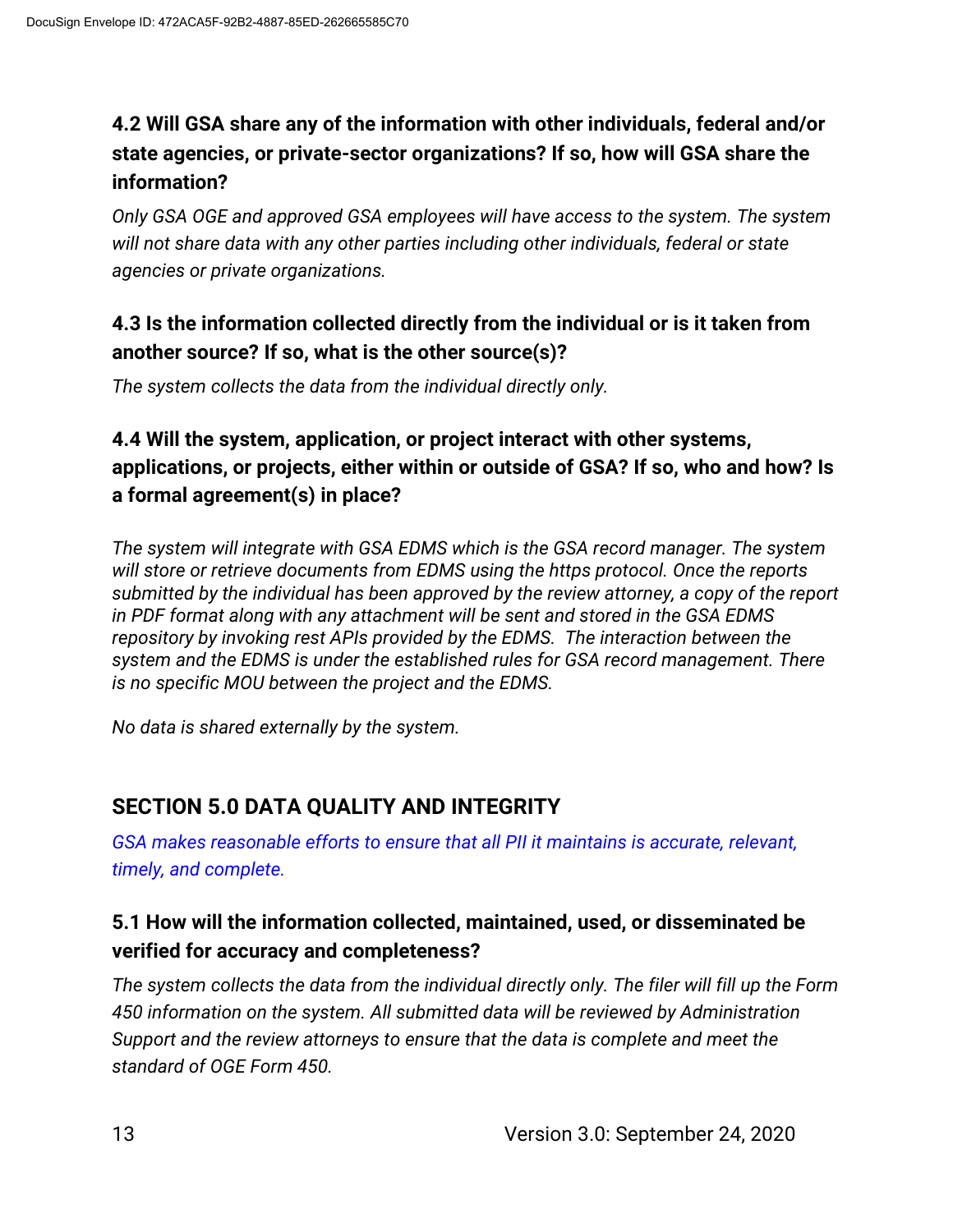### 4.2 Will GSA share any of the information with other individuals, federal and/or state agencies, or private-sector organizations? If so, how will GSA share the information?

*Only GSA OGE and approved GSA employees will have access to the system. The system will not share data with any other parties including other individuals, federal or state agencies or private organizations.*

### 4.3 Is the information collected directly from the individual or is it taken from another source? If so, what is the other source(s)?

*The system collects the data from the individual directly only.*

### 4.4 Will the system, application, or project interact with other systems, applications, or projects, either within or outside of GSA? If so, who and how? Is a formal agreement(s) in place?

*The system will integrate with GSA EDMS which is the GSA record manager. The system will store or retrieve documents from EDMS using the https protocol. Once the reports submitted by the individual has been approved by the review attorney, a copy of the report in PDF format along with any attachment will be sent and stored in the GSA EDMS repository by invoking rest APIs provided by the EDMS. The interaction between the system and the EDMS is under the established rules for GSA record management. There is no specific MOU between the project and the EDMS.*

*No data is shared externally by the system.*

## SECTION 5.0 DATA QUALITY AND INTEGRITY

*GSA makes reasonable efforts to ensure that all PII it maintains is accurate, relevant, timely, and complete.*

### 5.1 How will the information collected, maintained, used, or disseminated be verified for accuracy and completeness?

*The system collects the data from the individual directly only. The filer will fill up the Form 450 information on the system. All submitted data will be reviewed by Administration Support and the review attorneys to ensure that the data is complete and meet the standard of OGE Form 450.*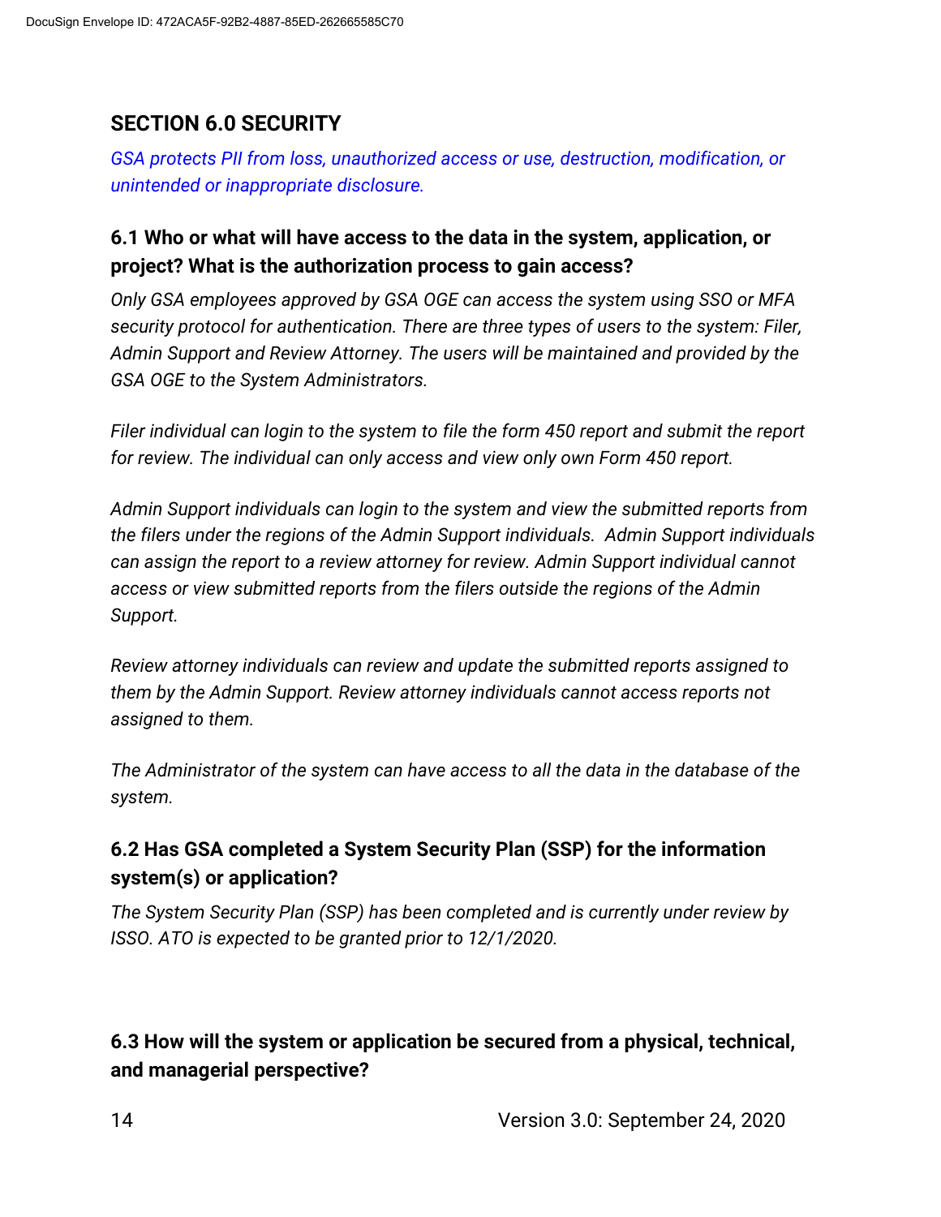## SECTION 6.0 SECURITY

*GSA protects PII from loss, unauthorized access or use, destruction, modification, or unintended or inappropriate disclosure.*

### 6.1 Who or what will have access to the data in the system, application, or project? What is the authorization process to gain access?

*Only GSA employees approved by GSA OGE can access the system using SSO or MFA security protocol for authentication. There are three types of users to the system: Filer, Admin Support and Review Attorney. The users will be maintained and provided by the GSA OGE to the System Administrators.*

*Filer individual can login to the system to file the form 450 report and submit the report for review. The individual can only access and view only own Form 450 report.*

*Admin Support individuals can login to the system and view the submitted reports from the filers under the regions of the Admin Support individuals. Admin Support individuals can assign the report to a review attorney for review. Admin Support individual cannot access or view submitted reports from the filers outside the regions of the Admin Support.*

*Review attorney individuals can review and update the submitted reports assigned to them by the Admin Support. Review attorney individuals cannot access reports not assigned to them.*

*The Administrator of the system can have access to all the data in the database of the system.*

### 6.2 Has GSA completed a System Security Plan (SSP) for the information system(s) or application?

*The System Security Plan (SSP) has been completed and is currently under review by ISSO. ATO is expected to be granted prior to 12/1/2020.*

### 6.3 How will the system or application be secured from a physical, technical, and managerial perspective?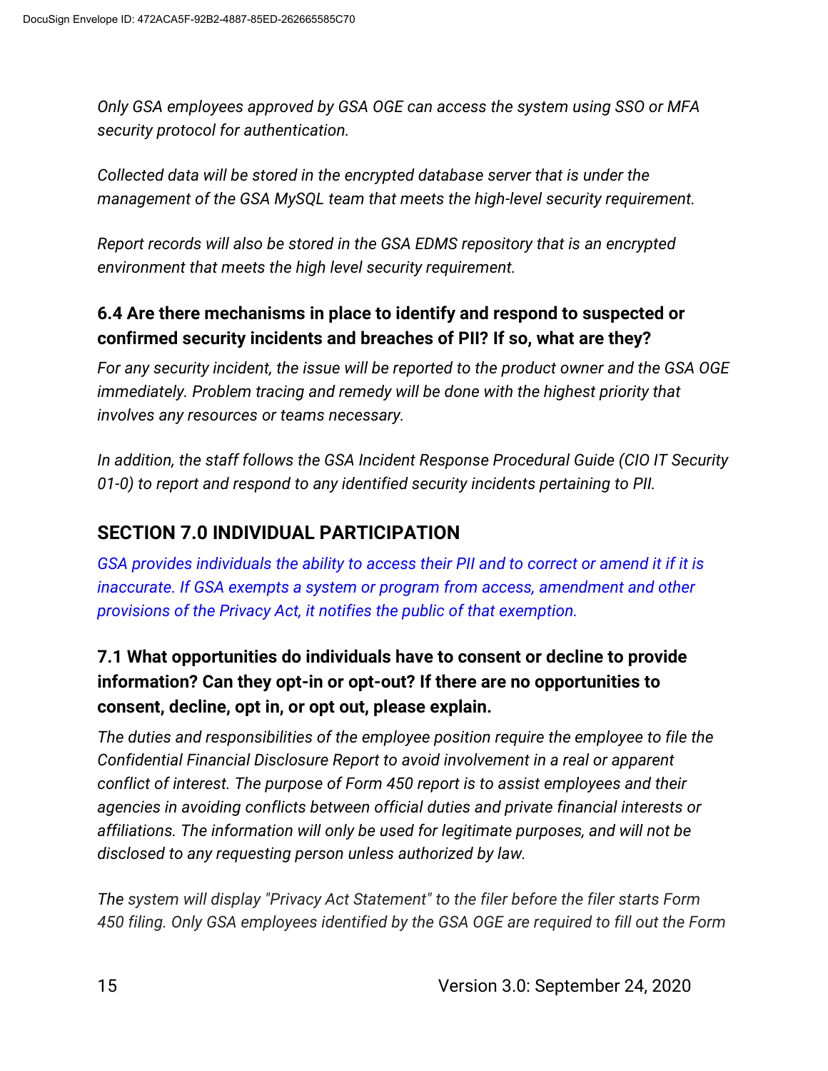*Only GSA employees approved by GSA OGE can access the system using SSO or MFA security protocol for authentication.*

*Collected data will be stored in the encrypted database server that is under the management of the GSA MySQL team that meets the high-level security requirement.*

*Report records will also be stored in the GSA EDMS repository that is an encrypted environment that meets the high level security requirement.*

### 6.4 Are there mechanisms in place to identify and respond to suspected or confirmed security incidents and breaches of PII? If so, what are they?

*For any security incident, the issue will be reported to the product owner and the GSA OGE immediately. Problem tracing and remedy will be done with the highest priority that involves any resources or teams necessary.*

*In addition, the staff follows the GSA Incident Response Procedural Guide (CIO IT Security 01-0) to report and respond to any identified security incidents pertaining to PII.*

## SECTION 7.0 INDIVIDUAL PARTICIPATION

*GSA provides individuals the ability to access their PII and to correct or amend it if it is inaccurate. If GSA exempts a system or program from access, amendment and other provisions of the Privacy Act, it notifies the public of that exemption.*

### 7.1 What opportunities do individuals have to consent or decline to provide information? Can they opt-in or opt-out? If there are no opportunities to consent, decline, opt in, or opt out, please explain.

*The duties and responsibilities of the employee position require the employee to file the Confidential Financial Disclosure Report to avoid involvement in a real or apparent conflict of interest. The purpose of Form 450 report is to assist employees and their agencies in avoiding conflicts between official duties and private financial interests or affiliations. The information will only be used for legitimate purposes, and will not be disclosed to any requesting person unless authorized by law.*

*The system will display "Privacy Act Statement" to the filer before the filer starts Form 450 filing. Only GSA employees identified by the GSA OGE are required to fill out the Form*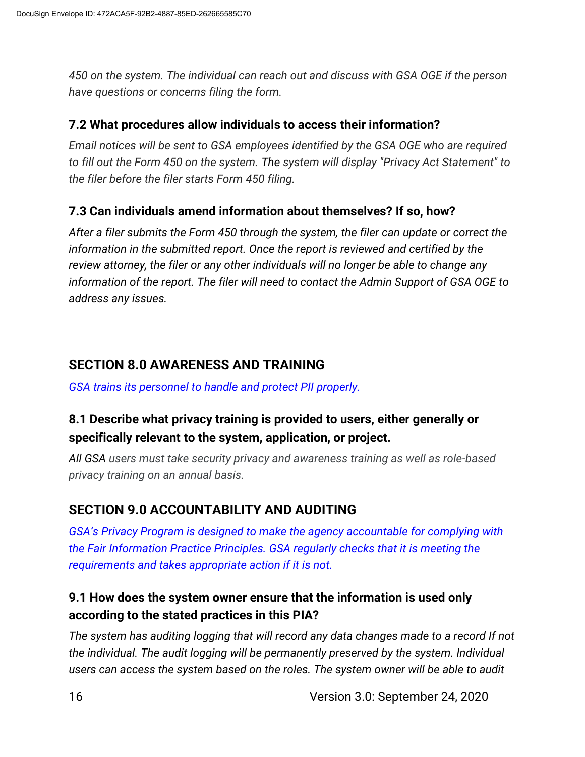*450 on the system. The individual can reach out and discuss with GSA OGE if the person have questions or concerns filing the form.*

### 7.2 What procedures allow individuals to access their information?

*Email notices will be sent to GSA employees identified by the GSA OGE who are required to fill out the Form 450 on the system. The system will display "Privacy Act Statement" to the filer before the filer starts Form 450 filing.*

### 7.3 Can individuals amend information about themselves? If so, how?

*After a filer submits the Form 450 through the system, the filer can update or correct the information in the submitted report. Once the report is reviewed and certified by the review attorney, the filer or any other individuals will no longer be able to change any information of the report. The filer will need to contact the Admin Support of GSA OGE to address any issues.*

## SECTION 8.0 AWARENESS AND TRAINING

*GSA trains its personnel to handle and protect PII properly.*

### 8.1 Describe what privacy training is provided to users, either generally or specifically relevant to the system, application, or project.

*All GSA users must take security privacy and awareness training as well as role-based privacy training on an annual basis.*

## SECTION 9.0 ACCOUNTABILITY AND AUDITING

*GSA's Privacy Program is designed to make the agency accountable for complying with the Fair Information Practice Principles. GSA regularly checks that it is meeting the requirements and takes appropriate action if it is not.*

### 9.1 How does the system owner ensure that the information is used only according to the stated practices in this PIA?

*The system has auditing logging that will record any data changes made to a record If not the individual. The audit logging will be permanently preserved by the system. Individual users can access the system based on the roles. The system owner will be able to audit*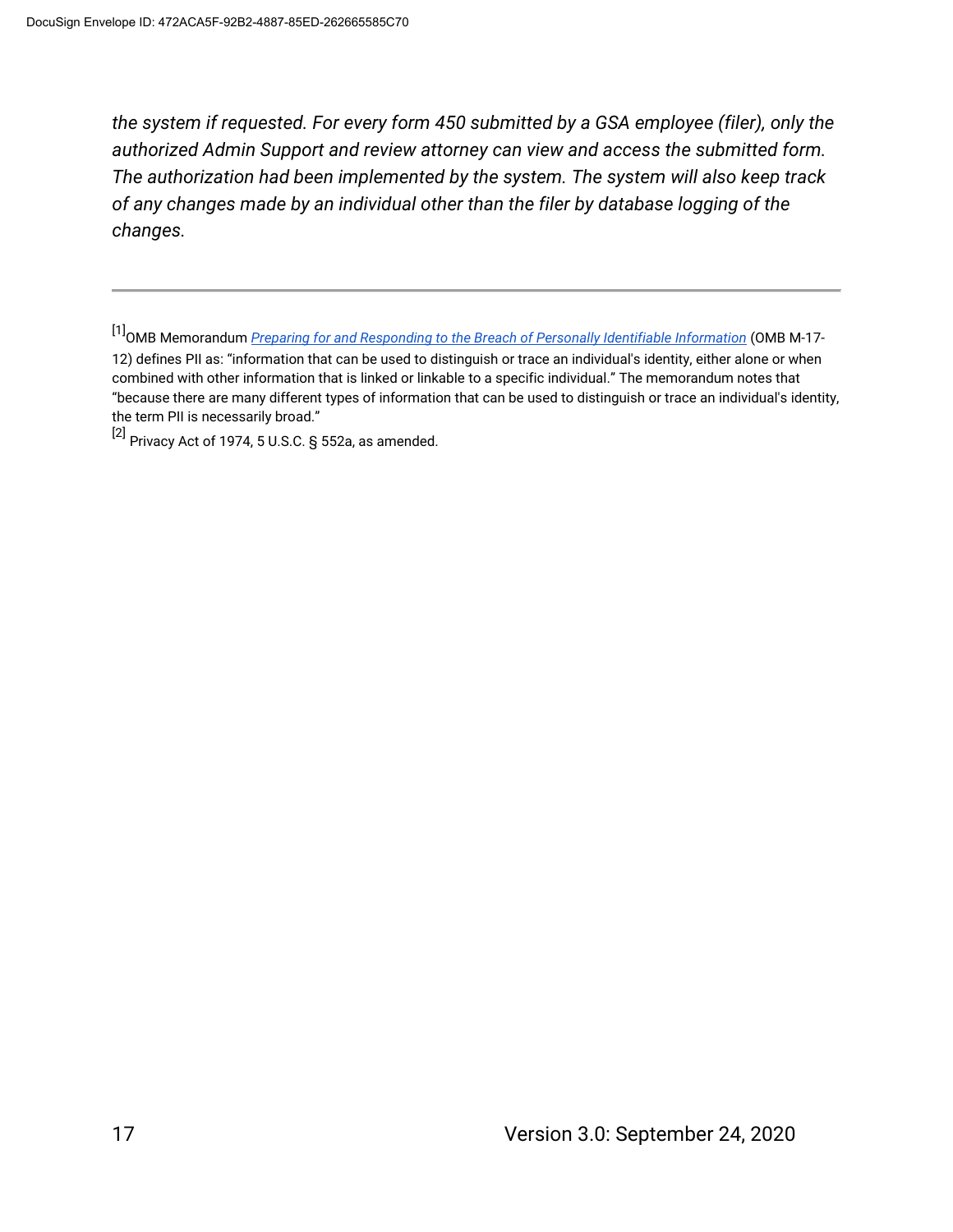*the system if requested. For every form 450 submitted by a GSA employee (filer), only the authorized Admin Support and review attorney can view and access the submitted form. The authorization had been implemented by the system. The system will also keep track of any changes made by an individual other than the filer by database logging of the changes.*

---

[1]OMB Memorandum *Preparing for and Responding to the Breach of Personally Identifiable Information* (OMB M-17-12) defines PII as: "information that can be used to distinguish or trace an individual's identity, either alone or when combined with other information that is linked or linkable to a specific individual." The memorandum notes that "because there are many different types of information that can be used to distinguish or trace an individual's identity, the term PII is necessarily broad."

[2] Privacy Act of 1974, 5 U.S.C. § 552a, as amended.